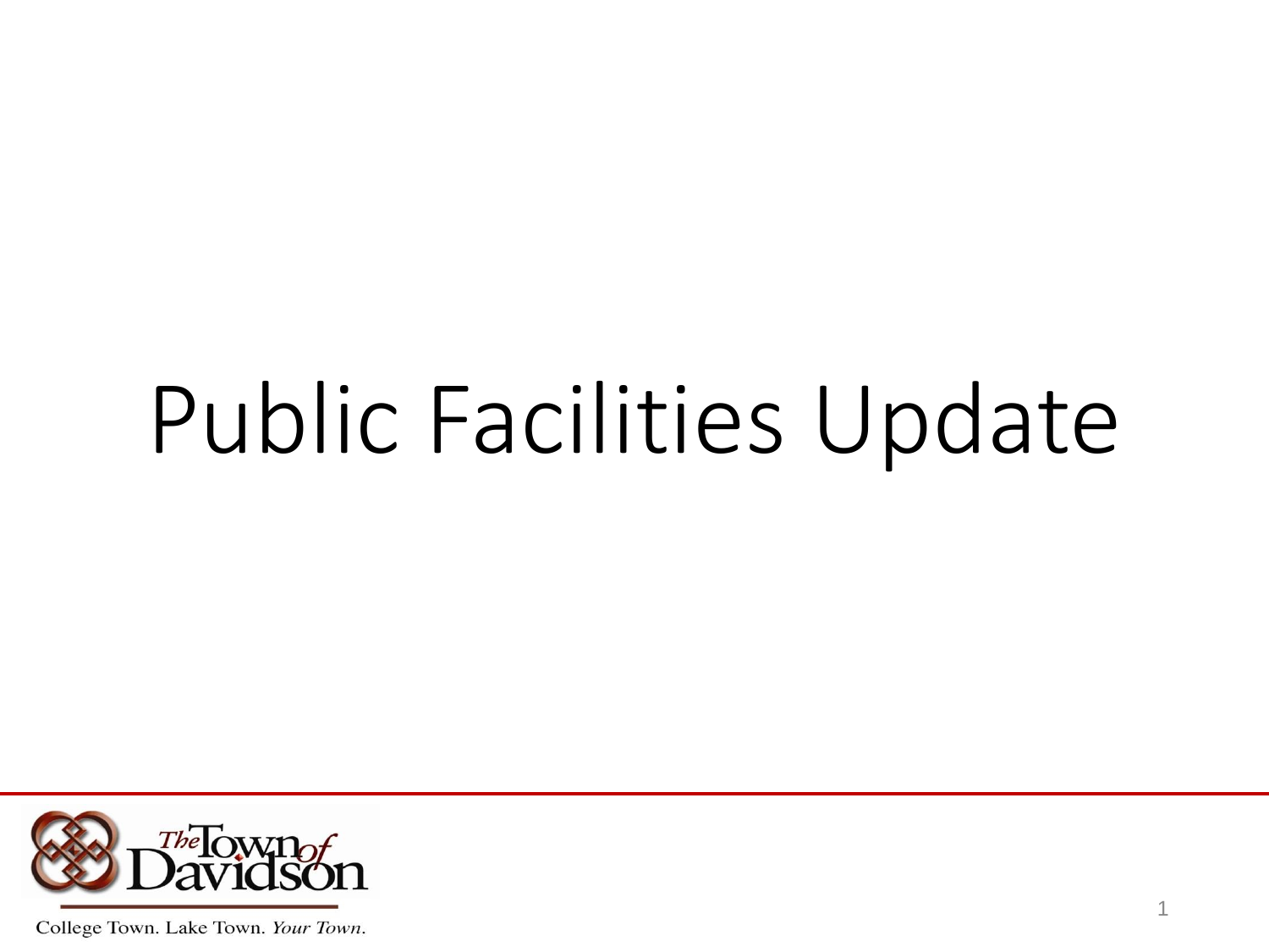# Public Facilities Update

The Town of Davidson

College Town. Lake Town. *Your Town.*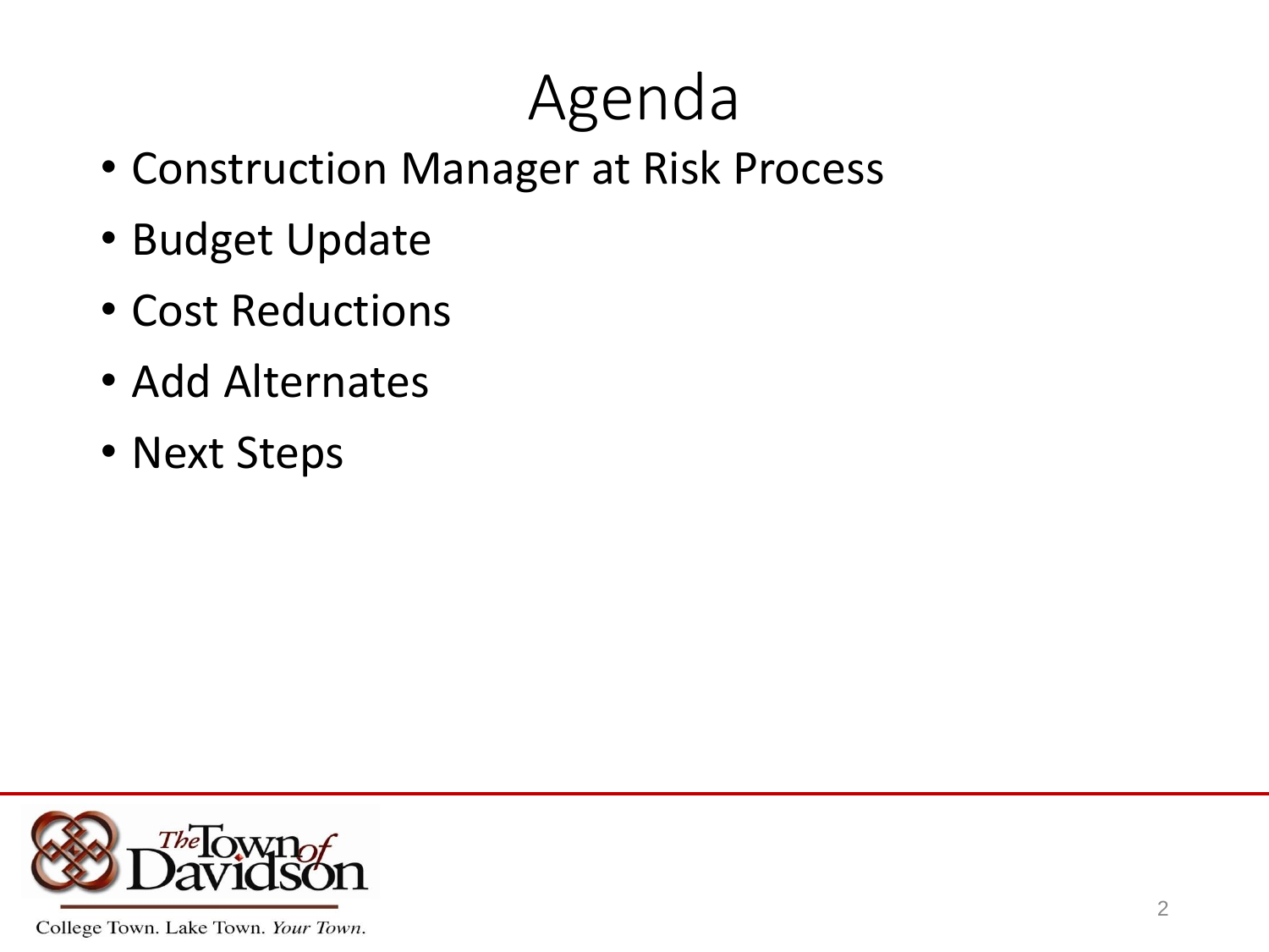# Agenda

- Construction Manager at Risk Process
- Budget Update
- Cost Reductions
- Add Alternates
- Next Steps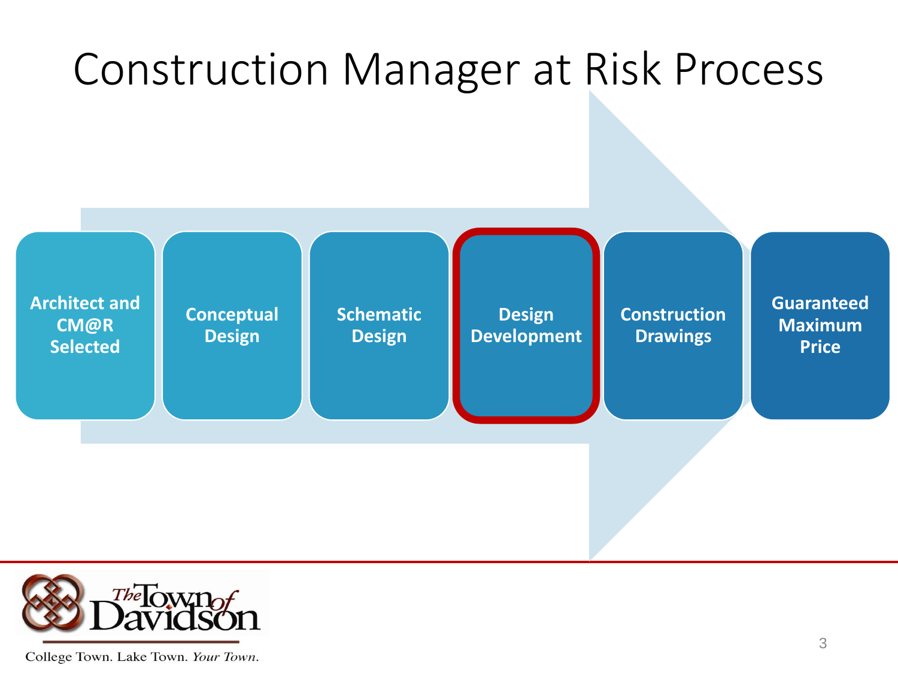# Construction Manager at Risk Process

1. Architect and CM@R Selected
2. Conceptual Design
3. Schematic Design
4. **Design Development**
5. Construction Drawings
6. Guaranteed Maximum Price

The Town of Davidson

College Town. Lake Town. *Your Town.*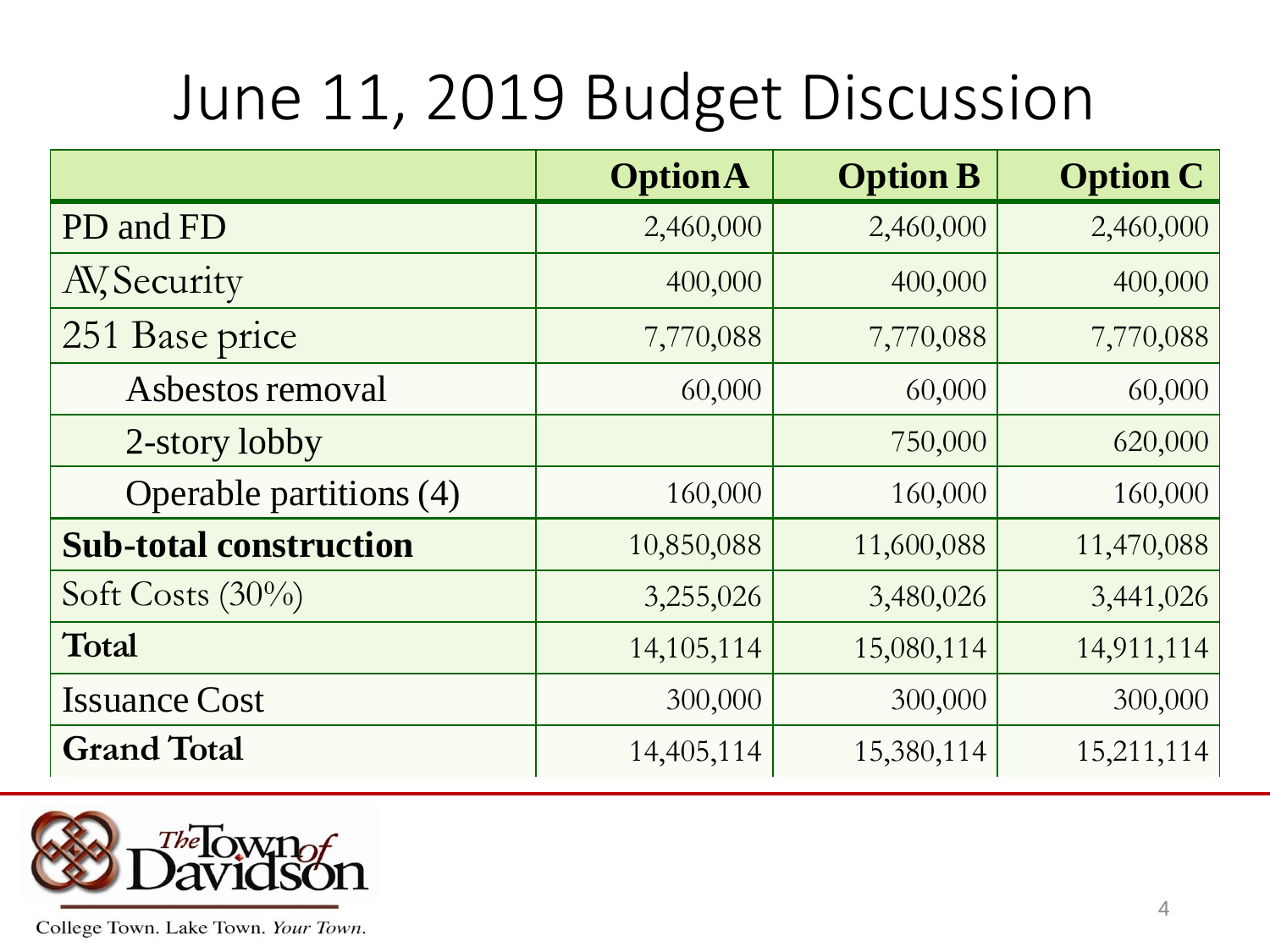# June 11, 2019 Budget Discussion

| | Option A | Option B | Option C |
|---|---|---|---|
| PD and FD | 2,460,000 | 2,460,000 | 2,460,000 |
| AV, Security | 400,000 | 400,000 | 400,000 |
| 251 Base price | 7,770,088 | 7,770,088 | 7,770,088 |
| Asbestos removal | 60,000 | 60,000 | 60,000 |
| 2-story lobby | | 750,000 | 620,000 |
| Operable partitions (4) | 160,000 | 160,000 | 160,000 |
| **Sub-total construction** | 10,850,088 | 11,600,088 | 11,470,088 |
| Soft Costs (30%) | 3,255,026 | 3,480,026 | 3,441,026 |
| **Total** | 14,105,114 | 15,080,114 | 14,911,114 |
| Issuance Cost | 300,000 | 300,000 | 300,000 |
| **Grand Total** | 14,405,114 | 15,380,114 | 15,211,114 |

The Town of Davidson

College Town. Lake Town. *Your Town.*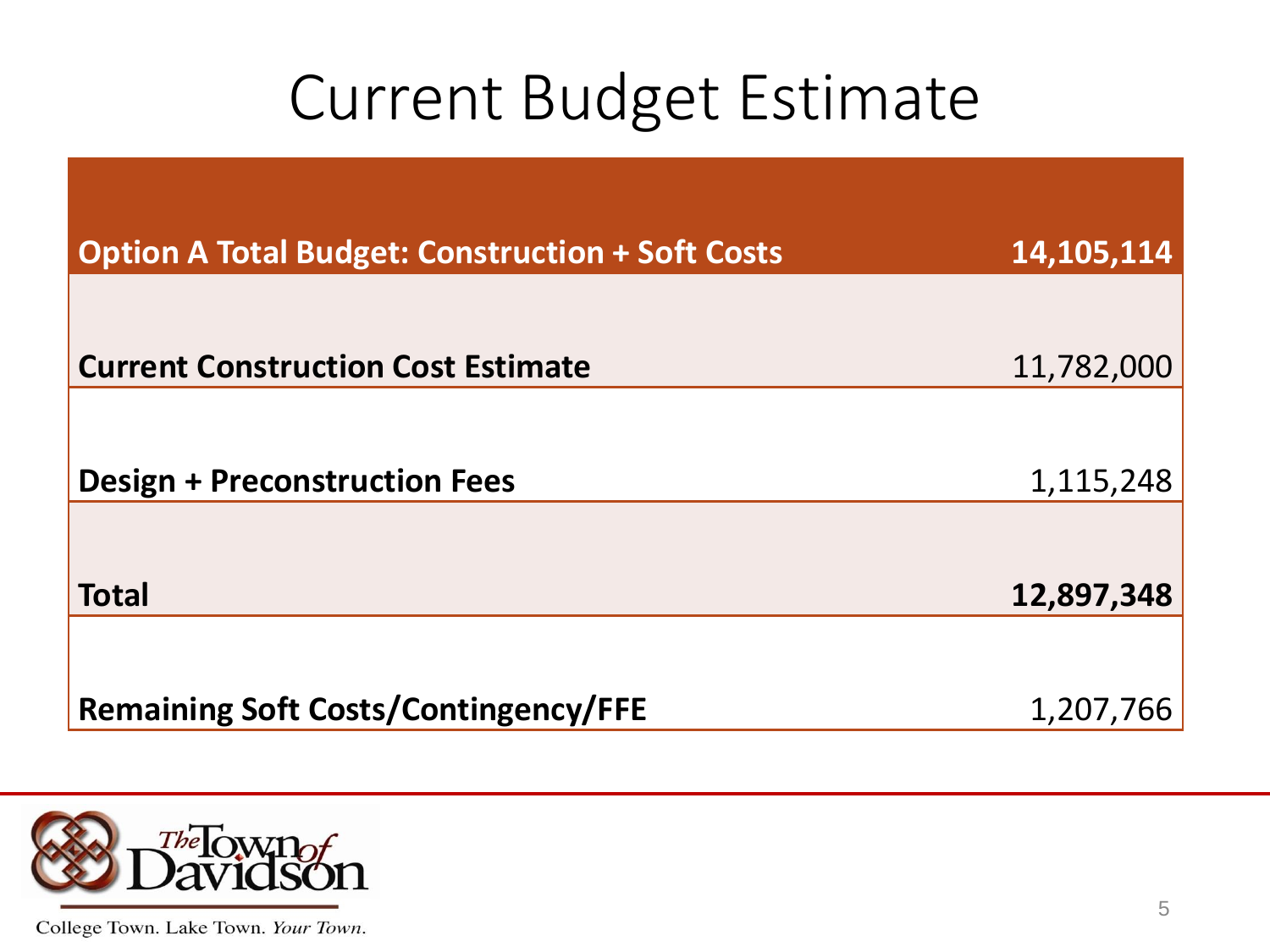# Current Budget Estimate

| **Option A Total Budget: Construction + Soft Costs** | **14,105,114** |
|---|---|
| **Current Construction Cost Estimate** | 11,782,000 |
| **Design + Preconstruction Fees** | 1,115,248 |
| **Total** | **12,897,348** |
| **Remaining Soft Costs/Contingency/FFE** | 1,207,766 |

The Town of Davidson

College Town. Lake Town. *Your Town.*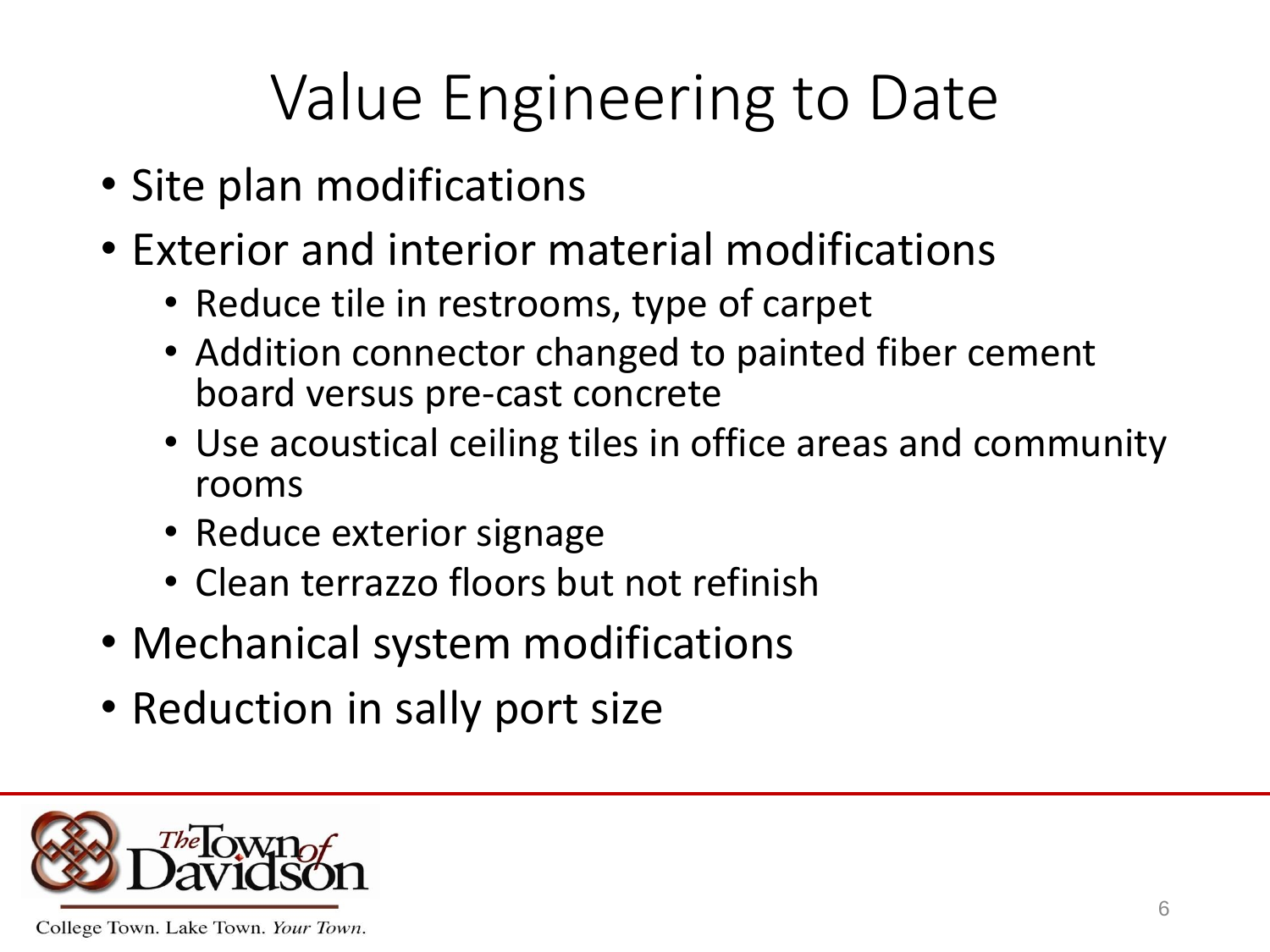# Value Engineering to Date

- Site plan modifications
- Exterior and interior material modifications
  - Reduce tile in restrooms, type of carpet
  - Addition connector changed to painted fiber cement board versus pre-cast concrete
  - Use acoustical ceiling tiles in office areas and community rooms
  - Reduce exterior signage
  - Clean terrazzo floors but not refinish
- Mechanical system modifications
- Reduction in sally port size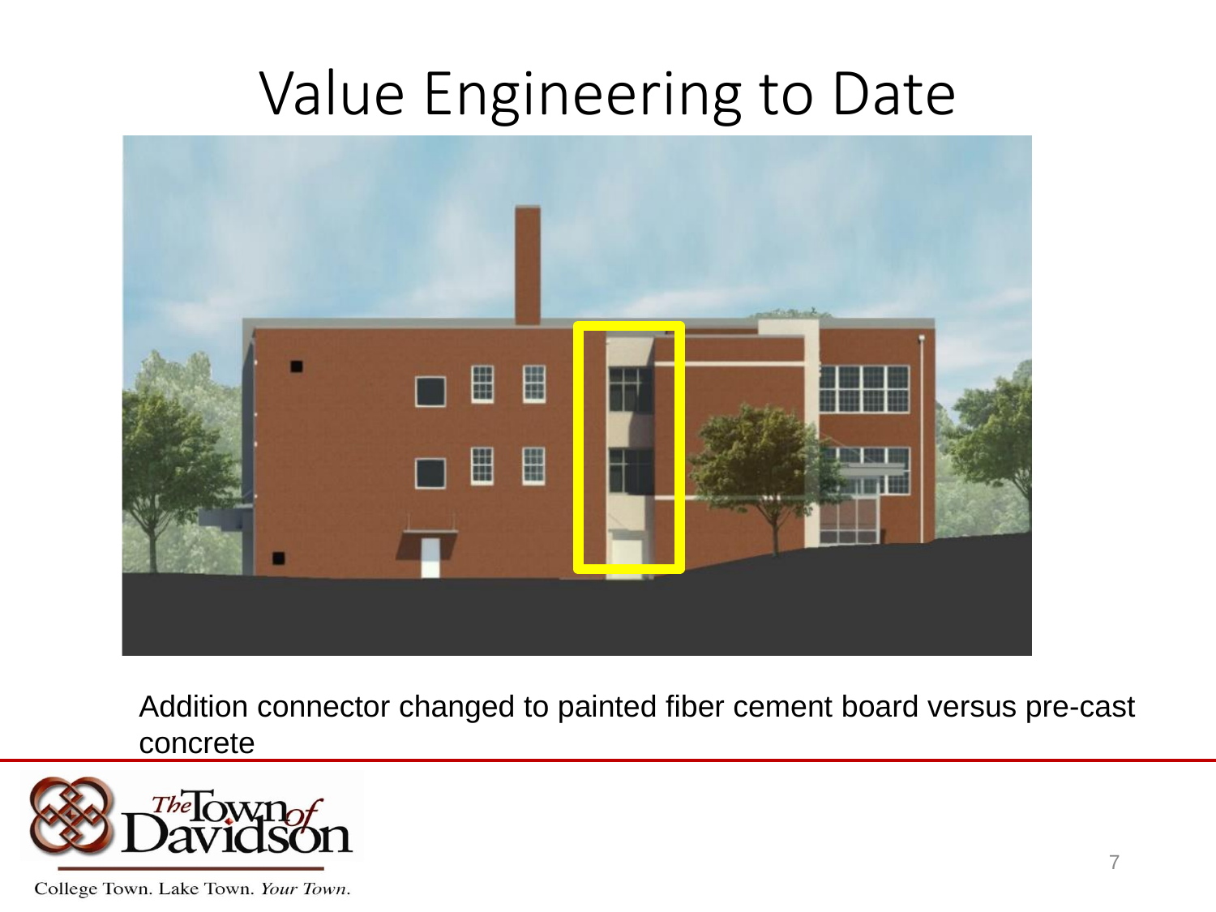# Value Engineering to Date

Addition connector changed to painted fiber cement board versus pre-cast concrete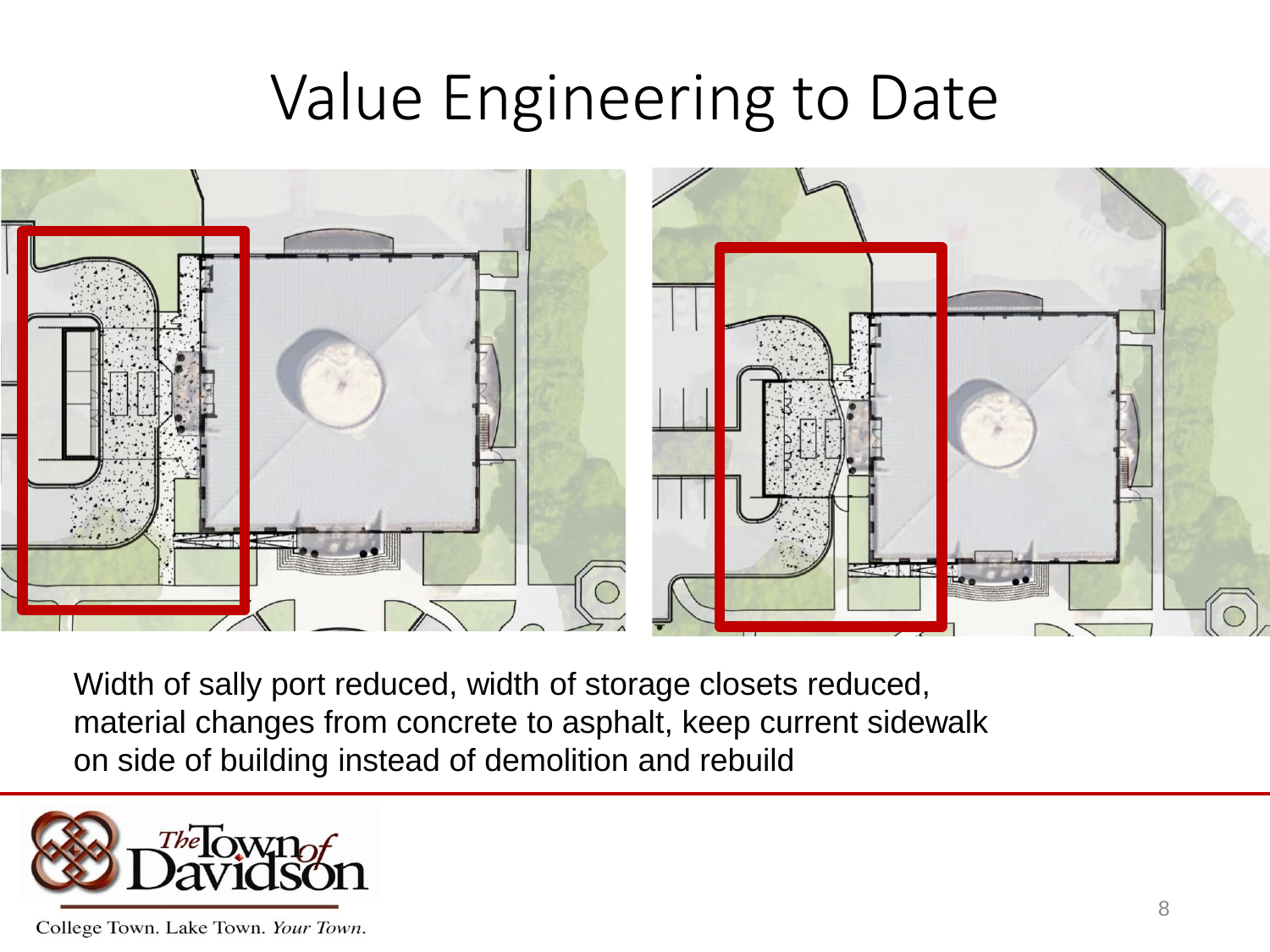# Value Engineering to Date

Width of sally port reduced, width of storage closets reduced, material changes from concrete to asphalt, keep current sidewalk on side of building instead of demolition and rebuild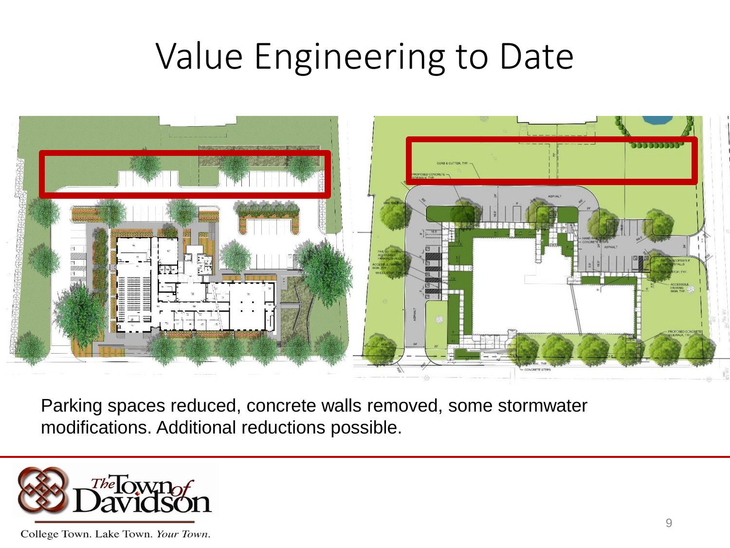# Value Engineering to Date

Parking spaces reduced, concrete walls removed, some stormwater modifications. Additional reductions possible.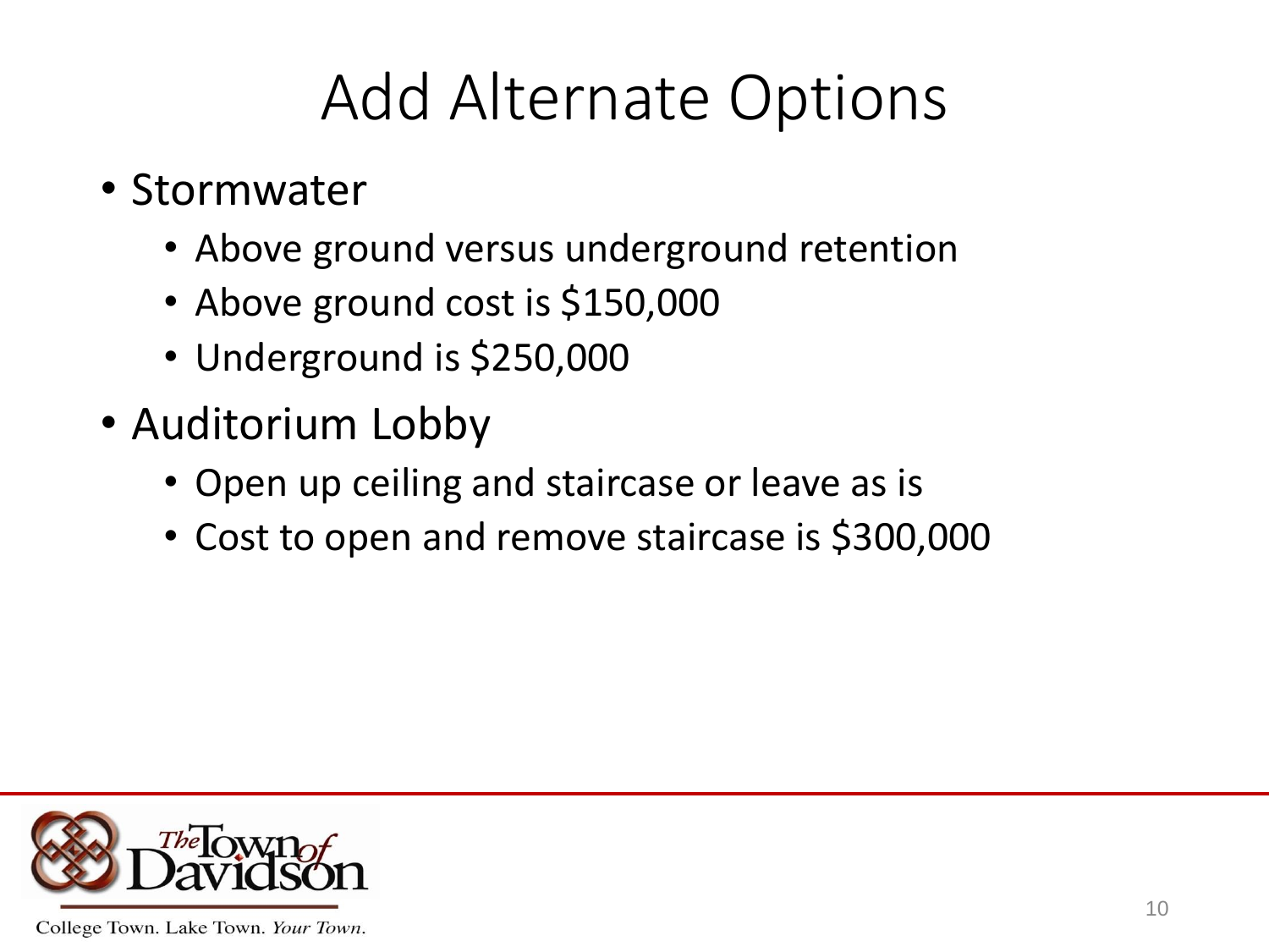# Add Alternate Options

- Stormwater
  - Above ground versus underground retention
  - Above ground cost is $150,000
  - Underground is $250,000
- Auditorium Lobby
  - Open up ceiling and staircase or leave as is
  - Cost to open and remove staircase is $300,000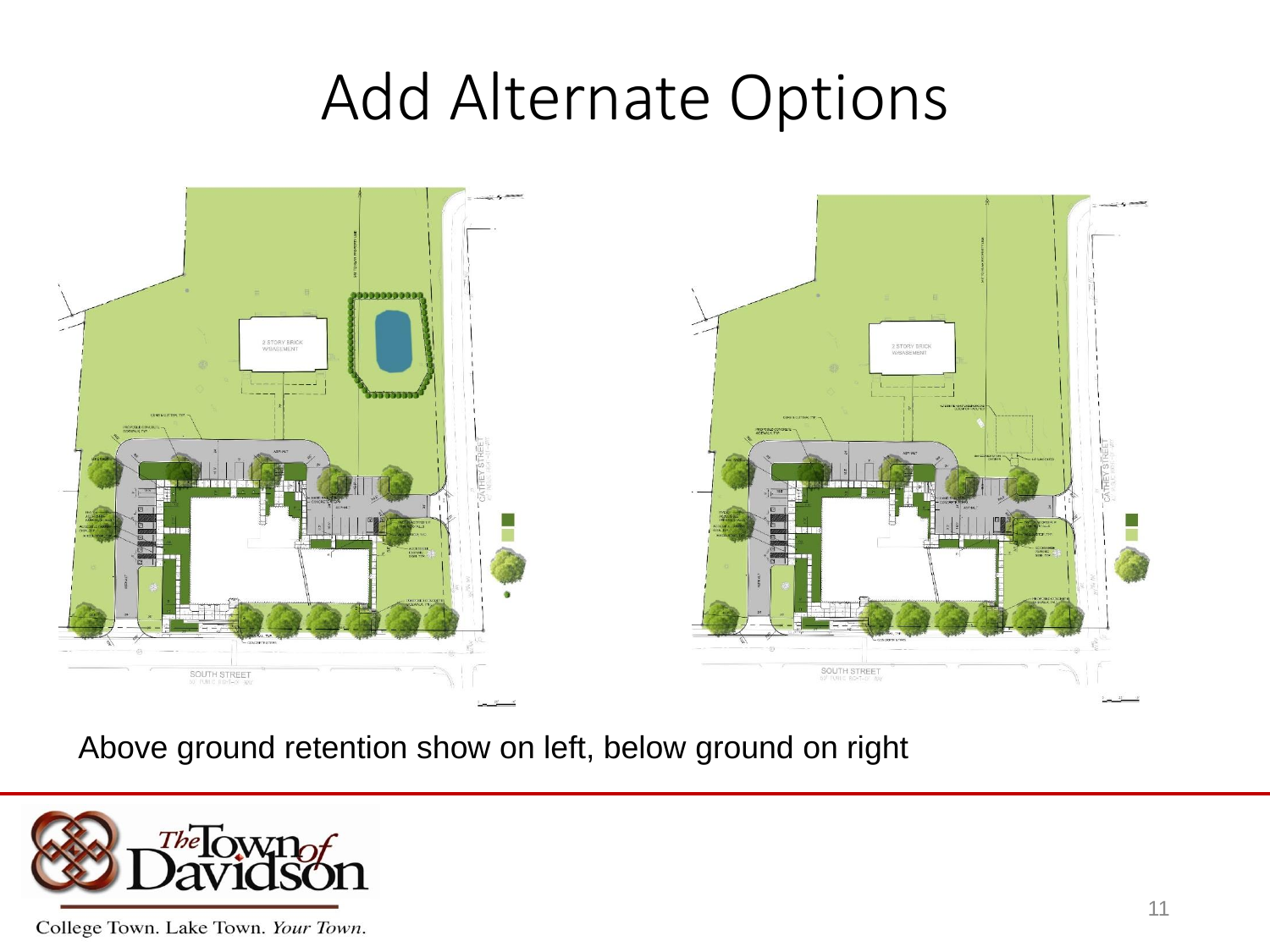# Add Alternate Options

Above ground retention show on left, below ground on right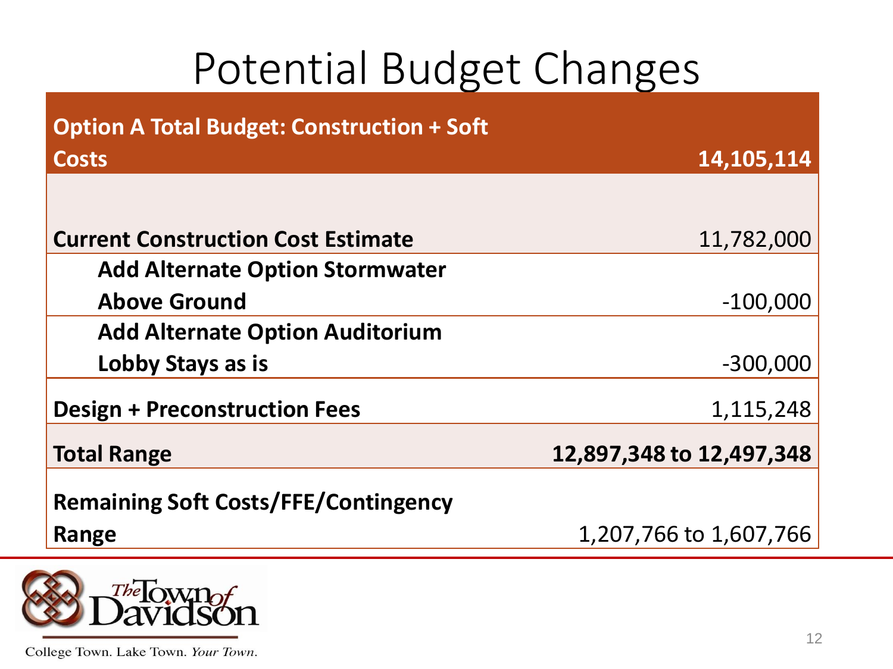# Potential Budget Changes

| **Option A Total Budget: Construction + Soft Costs** | **14,105,114** |
|---|---|
| | |
| **Current Construction Cost Estimate** | 11,782,000 |
| **Add Alternate Option Stormwater Above Ground** | -100,000 |
| **Add Alternate Option Auditorium Lobby Stays as is** | -300,000 |
| **Design + Preconstruction Fees** | 1,115,248 |
| **Total Range** | **12,897,348 to 12,497,348** |
| **Remaining Soft Costs/FFE/Contingency Range** | 1,207,766 to 1,607,766 |

The Town of Davidson

College Town. Lake Town. *Your Town.*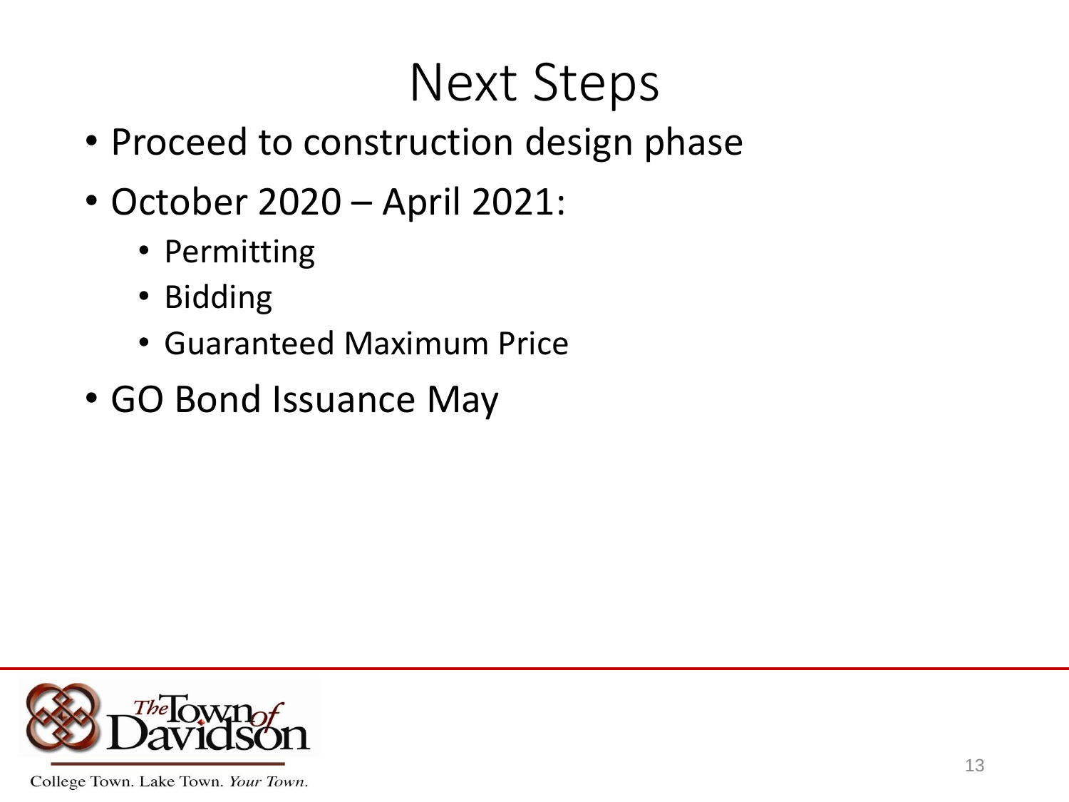# Next Steps

- Proceed to construction design phase
- October 2020 – April 2021:
  - Permitting
  - Bidding
  - Guaranteed Maximum Price
- GO Bond Issuance May